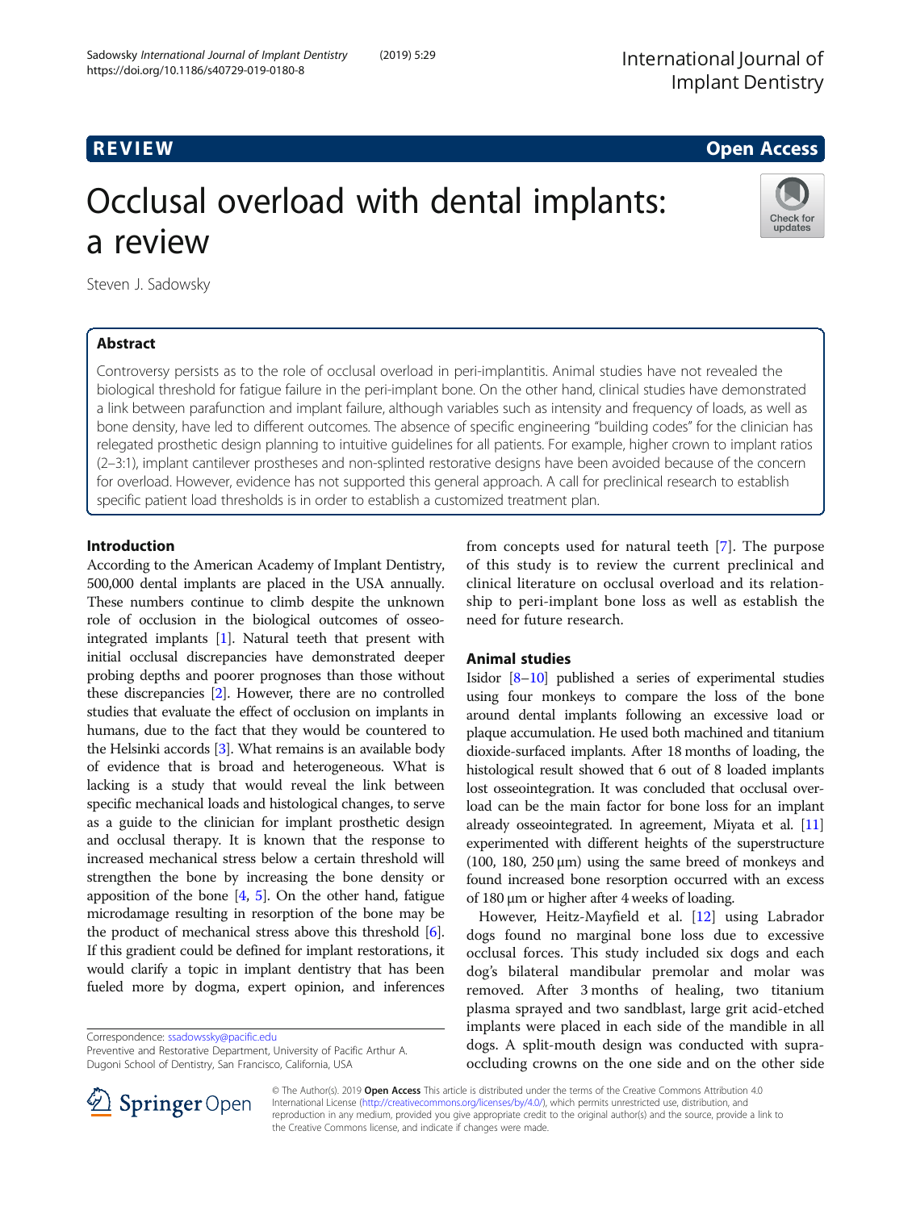REVIEW

Open Access

# Occlusal overload with dental implants: a review

Steven J. Sadowsky

## Abstract

Controversy persists as to the role of occlusal overload in peri-implantitis. Animal studies have not revealed the biological threshold for fatigue failure in the peri-implant bone. On the other hand, clinical studies have demonstrated a link between parafunction and implant failure, although variables such as intensity and frequency of loads, as well as bone density, have led to different outcomes. The absence of specific engineering "building codes" for the clinician has relegated prosthetic design planning to intuitive guidelines for all patients. For example, higher crown to implant ratios (2–3:1), implant cantilever prostheses and non-splinted restorative designs have been avoided because of the concern for overload. However, evidence has not supported this general approach. A call for preclinical research to establish specific patient load thresholds is in order to establish a customized treatment plan.

## Introduction

According to the American Academy of Implant Dentistry, 500,000 dental implants are placed in the USA annually. These numbers continue to climb despite the unknown role of occlusion in the biological outcomes of osseointegrated implants [1]. Natural teeth that present with initial occlusal discrepancies have demonstrated deeper probing depths and poorer prognoses than those without these discrepancies [2]. However, there are no controlled studies that evaluate the effect of occlusion on implants in humans, due to the fact that they would be countered to the Helsinki accords [3]. What remains is an available body of evidence that is broad and heterogeneous. What is lacking is a study that would reveal the link between specific mechanical loads and histological changes, to serve as a guide to the clinician for implant prosthetic design and occlusal therapy. It is known that the response to increased mechanical stress below a certain threshold will strengthen the bone by increasing the bone density or apposition of the bone [4, 5]. On the other hand, fatigue microdamage resulting in resorption of the bone may be the product of mechanical stress above this threshold [6]. If this gradient could be defined for implant restorations, it would clarify a topic in implant dentistry that has been fueled more by dogma, expert opinion, and inferences from concepts used for natural teeth [7]. The purpose of this study is to review the current preclinical and clinical literature on occlusal overload and its relationship to peri-implant bone loss as well as establish the need for future research.

## Animal studies

Isidor [8–10] published a series of experimental studies using four monkeys to compare the loss of the bone around dental implants following an excessive load or plaque accumulation. He used both machined and titanium dioxide-surfaced implants. After 18 months of loading, the histological result showed that 6 out of 8 loaded implants lost osseointegration. It was concluded that occlusal overload can be the main factor for bone loss for an implant already osseointegrated. In agreement, Miyata et al. [11] experimented with different heights of the superstructure (100, 180, 250 μm) using the same breed of monkeys and found increased bone resorption occurred with an excess of 180 μm or higher after 4 weeks of loading.

However, Heitz-Mayfield et al. [12] using Labrador dogs found no marginal bone loss due to excessive occlusal forces. This study included six dogs and each dog's bilateral mandibular premolar and molar was removed. After 3 months of healing, two titanium plasma sprayed and two sandblast, large grit acid-etched implants were placed in each side of the mandible in all dogs. A split-mouth design was conducted with supra-occluding crowns on the one side and on the other side

Correspondence: ssadowssky@pacific.edu
Preventive and Restorative Department, University of Pacific Arthur A. Dugoni School of Dentistry, San Francisco, California, USA

© The Author(s). 2019 **Open Access** This article is distributed under the terms of the Creative Commons Attribution 4.0 International License (http://creativecommons.org/licenses/by/4.0/), which permits unrestricted use, distribution, and reproduction in any medium, provided you give appropriate credit to the original author(s) and the source, provide a link to the Creative Commons license, and indicate if changes were made.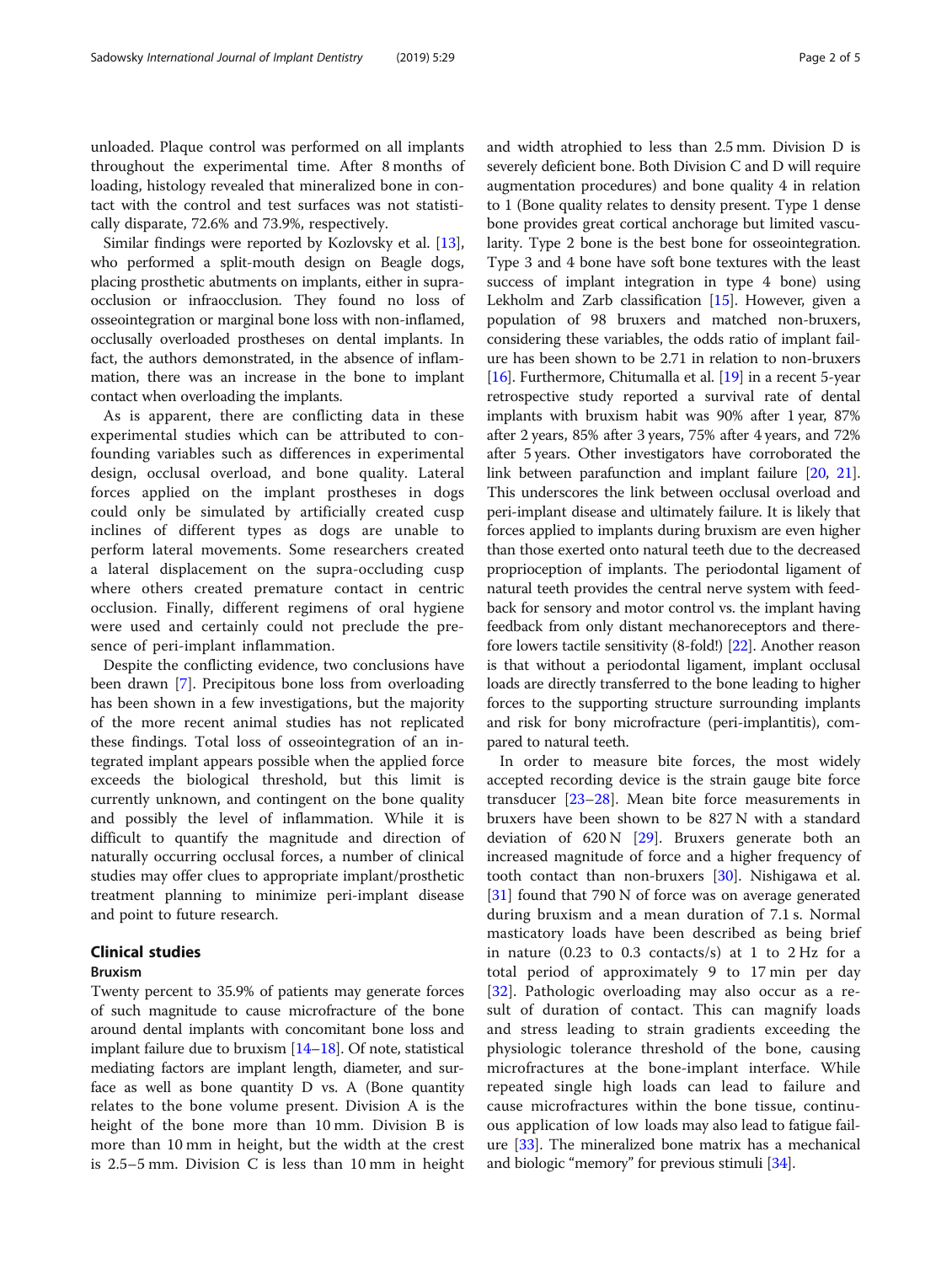unloaded. Plaque control was performed on all implants throughout the experimental time. After 8 months of loading, histology revealed that mineralized bone in contact with the control and test surfaces was not statistically disparate, 72.6% and 73.9%, respectively.

Similar findings were reported by Kozlovsky et al. [13], who performed a split-mouth design on Beagle dogs, placing prosthetic abutments on implants, either in supra-occlusion or infraocclusion. They found no loss of osseointegration or marginal bone loss with non-inflamed, occlusally overloaded prostheses on dental implants. In fact, the authors demonstrated, in the absence of inflammation, there was an increase in the bone to implant contact when overloading the implants.

As is apparent, there are conflicting data in these experimental studies which can be attributed to confounding variables such as differences in experimental design, occlusal overload, and bone quality. Lateral forces applied on the implant prostheses in dogs could only be simulated by artificially created cusp inclines of different types as dogs are unable to perform lateral movements. Some researchers created a lateral displacement on the supra-occluding cusp where others created premature contact in centric occlusion. Finally, different regimens of oral hygiene were used and certainly could not preclude the presence of peri-implant inflammation.

Despite the conflicting evidence, two conclusions have been drawn [7]. Precipitous bone loss from overloading has been shown in a few investigations, but the majority of the more recent animal studies has not replicated these findings. Total loss of osseointegration of an integrated implant appears possible when the applied force exceeds the biological threshold, but this limit is currently unknown, and contingent on the bone quality and possibly the level of inflammation. While it is difficult to quantify the magnitude and direction of naturally occurring occlusal forces, a number of clinical studies may offer clues to appropriate implant/prosthetic treatment planning to minimize peri-implant disease and point to future research.

## Clinical studies

### Bruxism

Twenty percent to 35.9% of patients may generate forces of such magnitude to cause microfracture of the bone around dental implants with concomitant bone loss and implant failure due to bruxism [14–18]. Of note, statistical mediating factors are implant length, diameter, and surface as well as bone quantity D vs. A (Bone quantity relates to the bone volume present. Division A is the height of the bone more than 10 mm. Division B is more than 10 mm in height, but the width at the crest is 2.5–5 mm. Division C is less than 10 mm in height and width atrophied to less than 2.5 mm. Division D is severely deficient bone. Both Division C and D will require augmentation procedures) and bone quality 4 in relation to 1 (Bone quality relates to density present. Type 1 dense bone provides great cortical anchorage but limited vascularity. Type 2 bone is the best bone for osseointegration. Type 3 and 4 bone have soft bone textures with the least success of implant integration in type 4 bone) using Lekholm and Zarb classification [15]. However, given a population of 98 bruxers and matched non-bruxers, considering these variables, the odds ratio of implant failure has been shown to be 2.71 in relation to non-bruxers [16]. Furthermore, Chitumalla et al. [19] in a recent 5-year retrospective study reported a survival rate of dental implants with bruxism habit was 90% after 1 year, 87% after 2 years, 85% after 3 years, 75% after 4 years, and 72% after 5 years. Other investigators have corroborated the link between parafunction and implant failure [20, 21]. This underscores the link between occlusal overload and peri-implant disease and ultimately failure. It is likely that forces applied to implants during bruxism are even higher than those exerted onto natural teeth due to the decreased proprioception of implants. The periodontal ligament of natural teeth provides the central nerve system with feedback for sensory and motor control vs. the implant having feedback from only distant mechanoreceptors and therefore lowers tactile sensitivity (8-fold!) [22]. Another reason is that without a periodontal ligament, implant occlusal loads are directly transferred to the bone leading to higher forces to the supporting structure surrounding implants and risk for bony microfracture (peri-implantitis), compared to natural teeth.

In order to measure bite forces, the most widely accepted recording device is the strain gauge bite force transducer [23–28]. Mean bite force measurements in bruxers have been shown to be 827 N with a standard deviation of 620 N [29]. Bruxers generate both an increased magnitude of force and a higher frequency of tooth contact than non-bruxers [30]. Nishigawa et al. [31] found that 790 N of force was on average generated during bruxism and a mean duration of 7.1 s. Normal masticatory loads have been described as being brief in nature (0.23 to 0.3 contacts/s) at 1 to 2 Hz for a total period of approximately 9 to 17 min per day [32]. Pathologic overloading may also occur as a result of duration of contact. This can magnify loads and stress leading to strain gradients exceeding the physiologic tolerance threshold of the bone, causing microfractures at the bone-implant interface. While repeated single high loads can lead to failure and cause microfractures within the bone tissue, continuous application of low loads may also lead to fatigue failure [33]. The mineralized bone matrix has a mechanical and biologic "memory" for previous stimuli [34].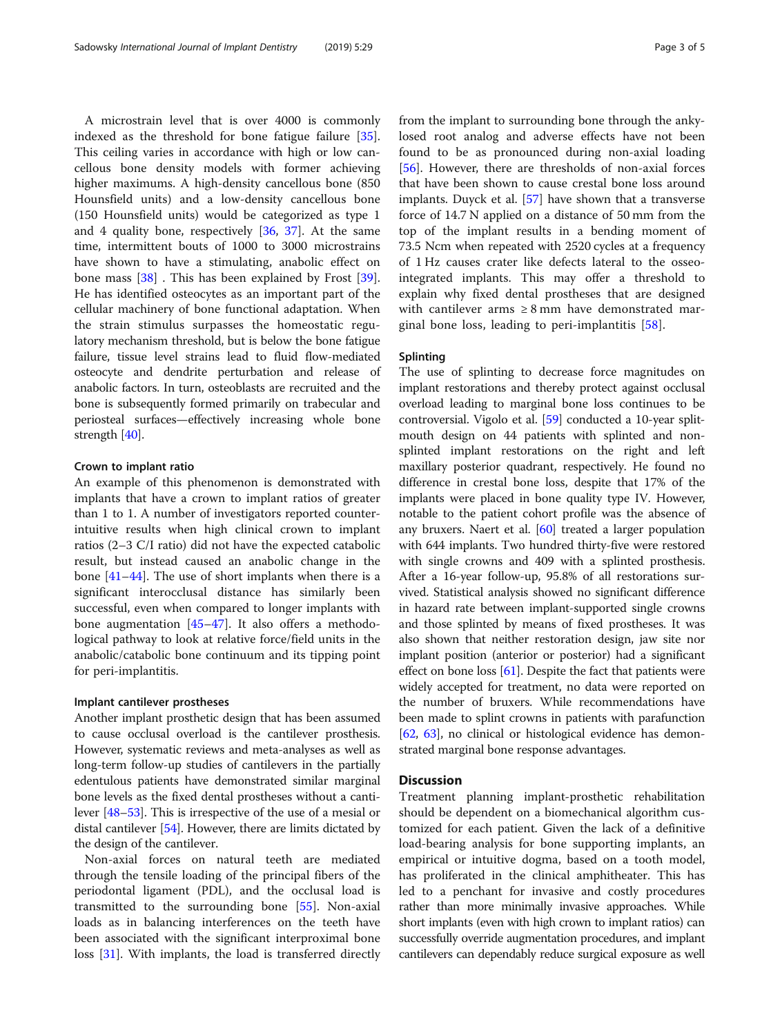A microstrain level that is over 4000 is commonly indexed as the threshold for bone fatigue failure [35]. This ceiling varies in accordance with high or low cancellous bone density models with former achieving higher maximums. A high-density cancellous bone (850 Hounsfield units) and a low-density cancellous bone (150 Hounsfield units) would be categorized as type 1 and 4 quality bone, respectively [36, 37]. At the same time, intermittent bouts of 1000 to 3000 microstrains have shown to have a stimulating, anabolic effect on bone mass [38] . This has been explained by Frost [39]. He has identified osteocytes as an important part of the cellular machinery of bone functional adaptation. When the strain stimulus surpasses the homeostatic regulatory mechanism threshold, but is below the bone fatigue failure, tissue level strains lead to fluid flow-mediated osteocyte and dendrite perturbation and release of anabolic factors. In turn, osteoblasts are recruited and the bone is subsequently formed primarily on trabecular and periosteal surfaces—effectively increasing whole bone strength [40].

### Crown to implant ratio

An example of this phenomenon is demonstrated with implants that have a crown to implant ratios of greater than 1 to 1. A number of investigators reported counterintuitive results when high clinical crown to implant ratios (2–3 C/I ratio) did not have the expected catabolic result, but instead caused an anabolic change in the bone [41–44]. The use of short implants when there is a significant interocclusal distance has similarly been successful, even when compared to longer implants with bone augmentation [45–47]. It also offers a methodological pathway to look at relative force/field units in the anabolic/catabolic bone continuum and its tipping point for peri-implantitis.

### Implant cantilever prostheses

Another implant prosthetic design that has been assumed to cause occlusal overload is the cantilever prosthesis. However, systematic reviews and meta-analyses as well as long-term follow-up studies of cantilevers in the partially edentulous patients have demonstrated similar marginal bone levels as the fixed dental prostheses without a cantilever [48–53]. This is irrespective of the use of a mesial or distal cantilever [54]. However, there are limits dictated by the design of the cantilever.

Non-axial forces on natural teeth are mediated through the tensile loading of the principal fibers of the periodontal ligament (PDL), and the occlusal load is transmitted to the surrounding bone [55]. Non-axial loads as in balancing interferences on the teeth have been associated with the significant interproximal bone loss [31]. With implants, the load is transferred directly from the implant to surrounding bone through the ankylosed root analog and adverse effects have not been found to be as pronounced during non-axial loading [56]. However, there are thresholds of non-axial forces that have been shown to cause crestal bone loss around implants. Duyck et al. [57] have shown that a transverse force of 14.7 N applied on a distance of 50 mm from the top of the implant results in a bending moment of 73.5 Ncm when repeated with 2520 cycles at a frequency of 1 Hz causes crater like defects lateral to the osseointegrated implants. This may offer a threshold to explain why fixed dental prostheses that are designed with cantilever arms ≥ 8 mm have demonstrated marginal bone loss, leading to peri-implantitis [58].

### Splinting

The use of splinting to decrease force magnitudes on implant restorations and thereby protect against occlusal overload leading to marginal bone loss continues to be controversial. Vigolo et al. [59] conducted a 10-year split-mouth design on 44 patients with splinted and non-splinted implant restorations on the right and left maxillary posterior quadrant, respectively. He found no difference in crestal bone loss, despite that 17% of the implants were placed in bone quality type IV. However, notable to the patient cohort profile was the absence of any bruxers. Naert et al. [60] treated a larger population with 644 implants. Two hundred thirty-five were restored with single crowns and 409 with a splinted prosthesis. After a 16-year follow-up, 95.8% of all restorations survived. Statistical analysis showed no significant difference in hazard rate between implant-supported single crowns and those splinted by means of fixed prostheses. It was also shown that neither restoration design, jaw site nor implant position (anterior or posterior) had a significant effect on bone loss [61]. Despite the fact that patients were widely accepted for treatment, no data were reported on the number of bruxers. While recommendations have been made to splint crowns in patients with parafunction [62, 63], no clinical or histological evidence has demonstrated marginal bone response advantages.

## Discussion

Treatment planning implant-prosthetic rehabilitation should be dependent on a biomechanical algorithm customized for each patient. Given the lack of a definitive load-bearing analysis for bone supporting implants, an empirical or intuitive dogma, based on a tooth model, has proliferated in the clinical amphitheater. This has led to a penchant for invasive and costly procedures rather than more minimally invasive approaches. While short implants (even with high crown to implant ratios) can successfully override augmentation procedures, and implant cantilevers can dependably reduce surgical exposure as well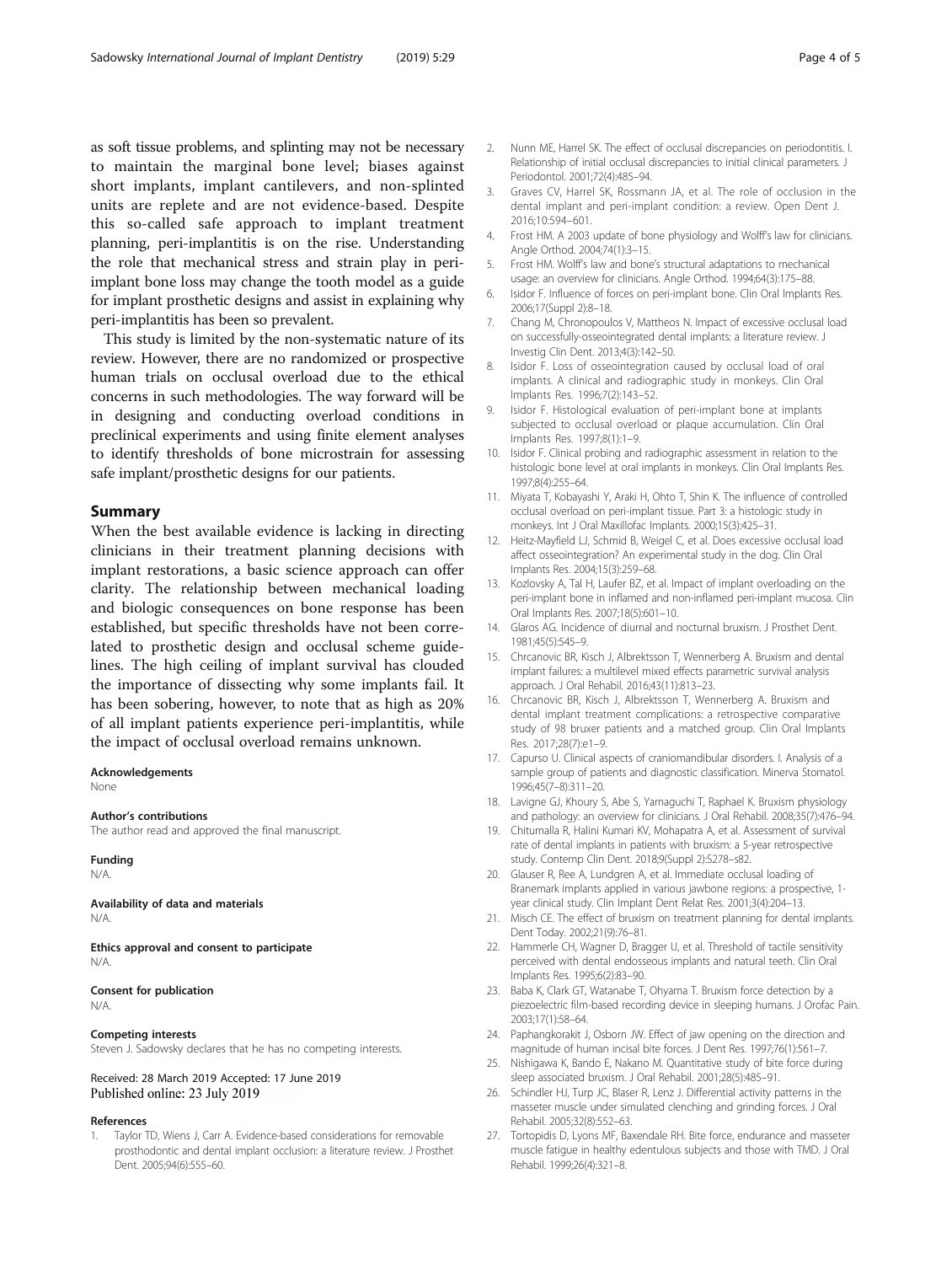as soft tissue problems, and splinting may not be necessary to maintain the marginal bone level; biases against short implants, implant cantilevers, and non-splinted units are replete and are not evidence-based. Despite this so-called safe approach to implant treatment planning, peri-implantitis is on the rise. Understanding the role that mechanical stress and strain play in peri-implant bone loss may change the tooth model as a guide for implant prosthetic designs and assist in explaining why peri-implantitis has been so prevalent.

This study is limited by the non-systematic nature of its review. However, there are no randomized or prospective human trials on occlusal overload due to the ethical concerns in such methodologies. The way forward will be in designing and conducting overload conditions in preclinical experiments and using finite element analyses to identify thresholds of bone microstrain for assessing safe implant/prosthetic designs for our patients.

## Summary

When the best available evidence is lacking in directing clinicians in their treatment planning decisions with implant restorations, a basic science approach can offer clarity. The relationship between mechanical loading and biologic consequences on bone response has been established, but specific thresholds have not been correlated to prosthetic design and occlusal scheme guidelines. The high ceiling of implant survival has clouded the importance of dissecting why some implants fail. It has been sobering, however, to note that as high as 20% of all implant patients experience peri-implantitis, while the impact of occlusal overload remains unknown.

#### Acknowledgements

None

#### Author's contributions

The author read and approved the final manuscript.

#### Funding

N/A.

#### Availability of data and materials

N/A.

#### Ethics approval and consent to participate

N/A.

#### Consent for publication

N/A.

#### Competing interests

Steven J. Sadowsky declares that he has no competing interests.

Received: 28 March 2019 Accepted: 17 June 2019
Published online: 23 July 2019

#### References

1. Taylor TD, Wiens J, Carr A. Evidence-based considerations for removable prosthodontic and dental implant occlusion: a literature review. J Prosthet Dent. 2005;94(6):555–60.
2. Nunn ME, Harrel SK. The effect of occlusal discrepancies on periodontitis. I. Relationship of initial occlusal discrepancies to initial clinical parameters. J Periodontol. 2001;72(4):485–94.
3. Graves CV, Harrel SK, Rossmann JA, et al. The role of occlusion in the dental implant and peri-implant condition: a review. Open Dent J. 2016;10:594–601.
4. Frost HM. A 2003 update of bone physiology and Wolff's law for clinicians. Angle Orthod. 2004;74(1):3–15.
5. Frost HM. Wolff's law and bone's structural adaptations to mechanical usage: an overview for clinicians. Angle Orthod. 1994;64(3):175–88.
6. Isidor F. Influence of forces on peri-implant bone. Clin Oral Implants Res. 2006;17(Suppl 2):8–18.
7. Chang M, Chronopoulos V, Mattheos N. Impact of excessive occlusal load on successfully-osseointegrated dental implants: a literature review. J Investig Clin Dent. 2013;4(3):142–50.
8. Isidor F. Loss of osseointegration caused by occlusal load of oral implants. A clinical and radiographic study in monkeys. Clin Oral Implants Res. 1996;7(2):143–52.
9. Isidor F. Histological evaluation of peri-implant bone at implants subjected to occlusal overload or plaque accumulation. Clin Oral Implants Res. 1997;8(1):1–9.
10. Isidor F. Clinical probing and radiographic assessment in relation to the histologic bone level at oral implants in monkeys. Clin Oral Implants Res. 1997;8(4):255–64.
11. Miyata T, Kobayashi Y, Araki H, Ohto T, Shin K. The influence of controlled occlusal overload on peri-implant tissue. Part 3: a histologic study in monkeys. Int J Oral Maxillofac Implants. 2000;15(3):425–31.
12. Heitz-Mayfield LJ, Schmid B, Weigel C, et al. Does excessive occlusal load affect osseointegration? An experimental study in the dog. Clin Oral Implants Res. 2004;15(3):259–68.
13. Kozlovsky A, Tal H, Laufer BZ, et al. Impact of implant overloading on the peri-implant bone in inflamed and non-inflamed peri-implant mucosa. Clin Oral Implants Res. 2007;18(5):601–10.
14. Glaros AG. Incidence of diurnal and nocturnal bruxism. J Prosthet Dent. 1981;45(5):545–9.
15. Chrcanovic BR, Kisch J, Albrektsson T, Wennerberg A. Bruxism and dental implant failures: a multilevel mixed effects parametric survival analysis approach. J Oral Rehabil. 2016;43(11):813–23.
16. Chrcanovic BR, Kisch J, Albrektsson T, Wennerberg A. Bruxism and dental implant treatment complications: a retrospective comparative study of 98 bruxer patients and a matched group. Clin Oral Implants Res. 2017;28(7):e1–9.
17. Capurso U. Clinical aspects of craniomandibular disorders. I. Analysis of a sample group of patients and diagnostic classification. Minerva Stomatol. 1996;45(7–8):311–20.
18. Lavigne GJ, Khoury S, Abe S, Yamaguchi T, Raphael K. Bruxism physiology and pathology: an overview for clinicians. J Oral Rehabil. 2008;35(7):476–94.
19. Chitumalla R, Halini Kumari KV, Mohapatra A, et al. Assessment of survival rate of dental implants in patients with bruxism: a 5-year retrospective study. Contemp Clin Dent. 2018;9(Suppl 2):S278–s82.
20. Glauser R, Ree A, Lundgren A, et al. Immediate occlusal loading of Branemark implants applied in various jawbone regions: a prospective, 1-year clinical study. Clin Implant Dent Relat Res. 2001;3(4):204–13.
21. Misch CE. The effect of bruxism on treatment planning for dental implants. Dent Today. 2002;21(9):76–81.
22. Hammerle CH, Wagner D, Bragger U, et al. Threshold of tactile sensitivity perceived with dental endosseous implants and natural teeth. Clin Oral Implants Res. 1995;6(2):83–90.
23. Baba K, Clark GT, Watanabe T, Ohyama T. Bruxism force detection by a piezoelectric film-based recording device in sleeping humans. J Orofac Pain. 2003;17(1):58–64.
24. Paphangkorakit J, Osborn JW. Effect of jaw opening on the direction and magnitude of human incisal bite forces. J Dent Res. 1997;76(1):561–7.
25. Nishigawa K, Bando E, Nakano M. Quantitative study of bite force during sleep associated bruxism. J Oral Rehabil. 2001;28(5):485–91.
26. Schindler HJ, Turp JC, Blaser R, Lenz J. Differential activity patterns in the masseter muscle under simulated clenching and grinding forces. J Oral Rehabil. 2005;32(8):552–63.
27. Tortopidis D, Lyons MF, Baxendale RH. Bite force, endurance and masseter muscle fatigue in healthy edentulous subjects and those with TMD. J Oral Rehabil. 1999;26(4):321–8.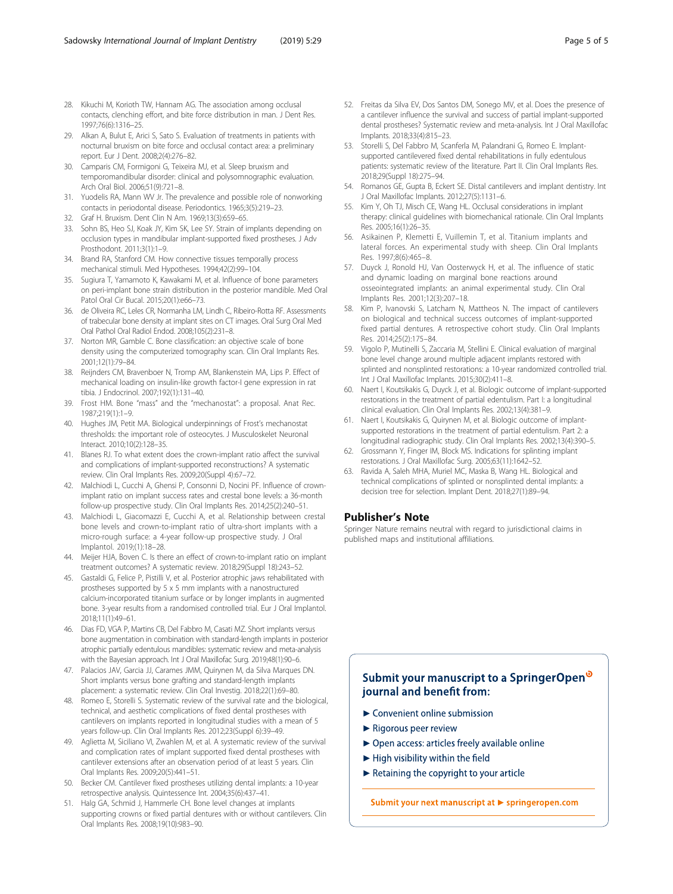28. Kikuchi M, Korioth TW, Hannam AG. The association among occlusal contacts, clenching effort, and bite force distribution in man. J Dent Res. 1997;76(6):1316–25.
29. Alkan A, Bulut E, Arici S, Sato S. Evaluation of treatments in patients with nocturnal bruxism on bite force and occlusal contact area: a preliminary report. Eur J Dent. 2008;2(4):276–82.
30. Camparis CM, Formigoni G, Teixeira MJ, et al. Sleep bruxism and temporomandibular disorder: clinical and polysomnographic evaluation. Arch Oral Biol. 2006;51(9):721–8.
31. Yuodelis RA, Mann WV Jr. The prevalence and possible role of nonworking contacts in periodontal disease. Periodontics. 1965;3(5):219–23.
32. Graf H. Bruxism. Dent Clin N Am. 1969;13(3):659–65.
33. Sohn BS, Heo SJ, Koak JY, Kim SK, Lee SY. Strain of implants depending on occlusion types in mandibular implant-supported fixed prostheses. J Adv Prosthodont. 2011;3(1):1–9.
34. Brand RA, Stanford CM. How connective tissues temporally process mechanical stimuli. Med Hypotheses. 1994;42(2):99–104.
35. Sugiura T, Yamamoto K, Kawakami M, et al. Influence of bone parameters on peri-implant bone strain distribution in the posterior mandible. Med Oral Patol Oral Cir Bucal. 2015;20(1):e66–73.
36. de Oliveira RC, Leles CR, Normanha LM, Lindh C, Ribeiro-Rotta RF. Assessments of trabecular bone density at implant sites on CT images. Oral Surg Oral Med Oral Pathol Oral Radiol Endod. 2008;105(2):231–8.
37. Norton MR, Gamble C. Bone classification: an objective scale of bone density using the computerized tomography scan. Clin Oral Implants Res. 2001;12(1):79–84.
38. Reijnders CM, Bravenboer N, Tromp AM, Blankenstein MA, Lips P. Effect of mechanical loading on insulin-like growth factor-I gene expression in rat tibia. J Endocrinol. 2007;192(1):131–40.
39. Frost HM. Bone "mass" and the "mechanostat": a proposal. Anat Rec. 1987;219(1):1–9.
40. Hughes JM, Petit MA. Biological underpinnings of Frost's mechanostat thresholds: the important role of osteocytes. J Musculoskelet Neuronal Interact. 2010;10(2):128–35.
41. Blanes RJ. To what extent does the crown-implant ratio affect the survival and complications of implant-supported reconstructions? A systematic review. Clin Oral Implants Res. 2009;20(Suppl 4):67–72.
42. Malchiodi L, Cucchi A, Ghensi P, Consonni D, Nocini PF. Influence of crown-implant ratio on implant success rates and crestal bone levels: a 36-month follow-up prospective study. Clin Oral Implants Res. 2014;25(2):240–51.
43. Malchiodi L, Giacomazzi E, Cucchi A, et al. Relationship between crestal bone levels and crown-to-implant ratio of ultra-short implants with a micro-rough surface: a 4-year follow-up prospective study. J Oral Implantol. 2019;(1):18–28.
44. Meijer HJA, Boven C. Is there an effect of crown-to-implant ratio on implant treatment outcomes? A systematic review. 2018;29(Suppl 18):243–52.
45. Gastaldi G, Felice P, Pistilli V, et al. Posterior atrophic jaws rehabilitated with prostheses supported by 5 x 5 mm implants with a nanostructured calcium-incorporated titanium surface or by longer implants in augmented bone. 3-year results from a randomised controlled trial. Eur J Oral Implantol. 2018;11(1):49–61.
46. Dias FD, VGA P, Martins CB, Del Fabbro M, Casati MZ. Short implants versus bone augmentation in combination with standard-length implants in posterior atrophic partially edentulous mandibles: systematic review and meta-analysis with the Bayesian approach. Int J Oral Maxillofac Surg. 2019;48(1):90–6.
47. Palacios JAV, Garcia JJ, Carames JMM, Quirynen M, da Silva Marques DN. Short implants versus bone grafting and standard-length implants placement: a systematic review. Clin Oral Investig. 2018;22(1):69–80.
48. Romeo E, Storelli S. Systematic review of the survival rate and the biological, technical, and aesthetic complications of fixed dental prostheses with cantilevers on implants reported in longitudinal studies with a mean of 5 years follow-up. Clin Oral Implants Res. 2012;23(Suppl 6):39–49.
49. Aglietta M, Siciliano VI, Zwahlen M, et al. A systematic review of the survival and complication rates of implant supported fixed dental prostheses with cantilever extensions after an observation period of at least 5 years. Clin Oral Implants Res. 2009;20(5):441–51.
50. Becker CM. Cantilever fixed prostheses utilizing dental implants: a 10-year retrospective analysis. Quintessence Int. 2004;35(6):437–41.
51. Halg GA, Schmid J, Hammerle CH. Bone level changes at implants supporting crowns or fixed partial dentures with or without cantilevers. Clin Oral Implants Res. 2008;19(10):983–90.
52. Freitas da Silva EV, Dos Santos DM, Sonego MV, et al. Does the presence of a cantilever influence the survival and success of partial implant-supported dental prostheses? Systematic review and meta-analysis. Int J Oral Maxillofac Implants. 2018;33(4):815–23.
53. Storelli S, Del Fabbro M, Scanferla M, Palandrani G, Romeo E. Implant-supported cantilevered fixed dental rehabilitations in fully edentulous patients: systematic review of the literature. Part II. Clin Oral Implants Res. 2018;29(Suppl 18):275–94.
54. Romanos GE, Gupta B, Eckert SE. Distal cantilevers and implant dentistry. Int J Oral Maxillofac Implants. 2012;27(5):1131–6.
55. Kim Y, Oh TJ, Misch CE, Wang HL. Occlusal considerations in implant therapy: clinical guidelines with biomechanical rationale. Clin Oral Implants Res. 2005;16(1):26–35.
56. Asikainen P, Klemetti E, Vuillemin T, et al. Titanium implants and lateral forces. An experimental study with sheep. Clin Oral Implants Res. 1997;8(6):465–8.
57. Duyck J, Ronold HJ, Van Oosterwyck H, et al. The influence of static and dynamic loading on marginal bone reactions around osseointegrated implants: an animal experimental study. Clin Oral Implants Res. 2001;12(3):207–18.
58. Kim P, Ivanovski S, Latcham N, Mattheos N. The impact of cantilevers on biological and technical success outcomes of implant-supported fixed partial dentures. A retrospective cohort study. Clin Oral Implants Res. 2014;25(2):175–84.
59. Vigolo P, Mutinelli S, Zaccaria M, Stellini E. Clinical evaluation of marginal bone level change around multiple adjacent implants restored with splinted and nonsplinted restorations: a 10-year randomized controlled trial. Int J Oral Maxillofac Implants. 2015;30(2):411–8.
60. Naert I, Koutsikakis G, Duyck J, et al. Biologic outcome of implant-supported restorations in the treatment of partial edentulism. Part I: a longitudinal clinical evaluation. Clin Oral Implants Res. 2002;13(4):381–9.
61. Naert I, Koutsikakis G, Quirynen M, et al. Biologic outcome of implant-supported restorations in the treatment of partial edentulism. Part 2: a longitudinal radiographic study. Clin Oral Implants Res. 2002;13(4):390–5.
62. Grossmann Y, Finger IM, Block MS. Indications for splinting implant restorations. J Oral Maxillofac Surg. 2005;63(11):1642–52.
63. Ravida A, Saleh MHA, Muriel MC, Maska B, Wang HL. Biological and technical complications of splinted or nonsplinted dental implants: a decision tree for selection. Implant Dent. 2018;27(1):89–94.

## Publisher's Note

Springer Nature remains neutral with regard to jurisdictional claims in published maps and institutional affiliations.

**Submit your manuscript to a SpringerOpen journal and benefit from:**

- ► Convenient online submission
- ► Rigorous peer review
- ► Open access: articles freely available online
- ► High visibility within the field
- ► Retaining the copyright to your article

**Submit your next manuscript at ► springeropen.com**